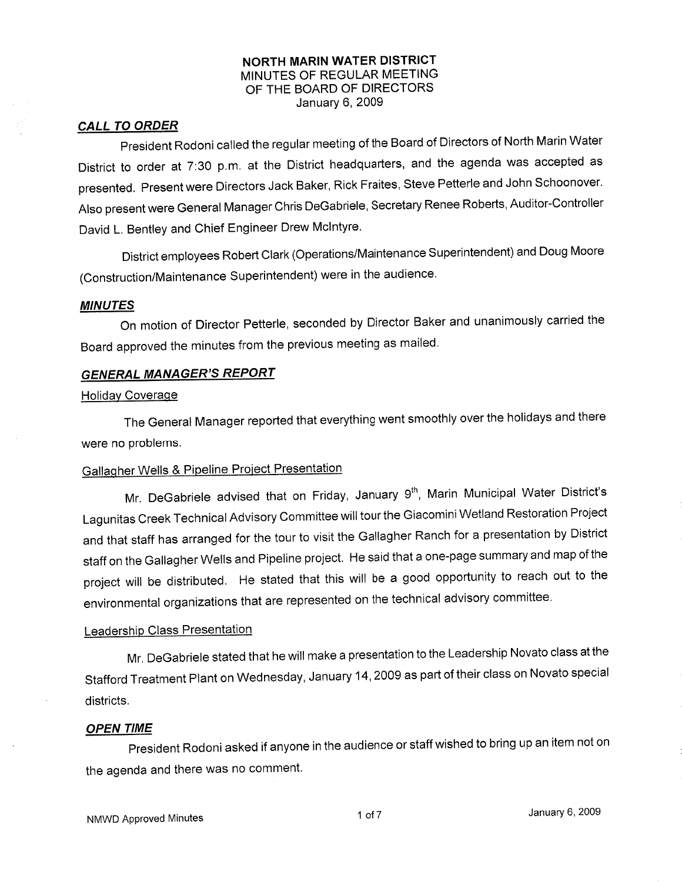# NORTH MARIN WATER DISTRICT
## MINUTES OF REGULAR MEETING OF THE BOARD OF DIRECTORS
January 6, 2009

### *CALL TO ORDER*

President Rodoni called the regular meeting of the Board of Directors of North Marin Water District to order at 7:30 p.m. at the District headquarters, and the agenda was accepted as presented. Present were Directors Jack Baker, Rick Fraites, Steve Petterle and John Schoonover. Also present were General Manager Chris DeGabriele, Secretary Renee Roberts, Auditor-Controller David L. Bentley and Chief Engineer Drew McIntyre.

District employees Robert Clark (Operations/Maintenance Superintendent) and Doug Moore (Construction/Maintenance Superintendent) were in the audience.

### *MINUTES*

On motion of Director Petterle, seconded by Director Baker and unanimously carried the Board approved the minutes from the previous meeting as mailed.

### *GENERAL MANAGER'S REPORT*

#### Holiday Coverage

The General Manager reported that everything went smoothly over the holidays and there were no problems.

#### Gallagher Wells & Pipeline Project Presentation

Mr. DeGabriele advised that on Friday, January 9th, Marin Municipal Water District's Lagunitas Creek Technical Advisory Committee will tour the Giacomini Wetland Restoration Project and that staff has arranged for the tour to visit the Gallagher Ranch for a presentation by District staff on the Gallagher Wells and Pipeline project. He said that a one-page summary and map of the project will be distributed. He stated that this will be a good opportunity to reach out to the environmental organizations that are represented on the technical advisory committee.

#### Leadership Class Presentation

Mr. DeGabriele stated that he will make a presentation to the Leadership Novato class at the Stafford Treatment Plant on Wednesday, January 14, 2009 as part of their class on Novato special districts.

### *OPEN TIME*

President Rodoni asked if anyone in the audience or staff wished to bring up an item not on the agenda and there was no comment.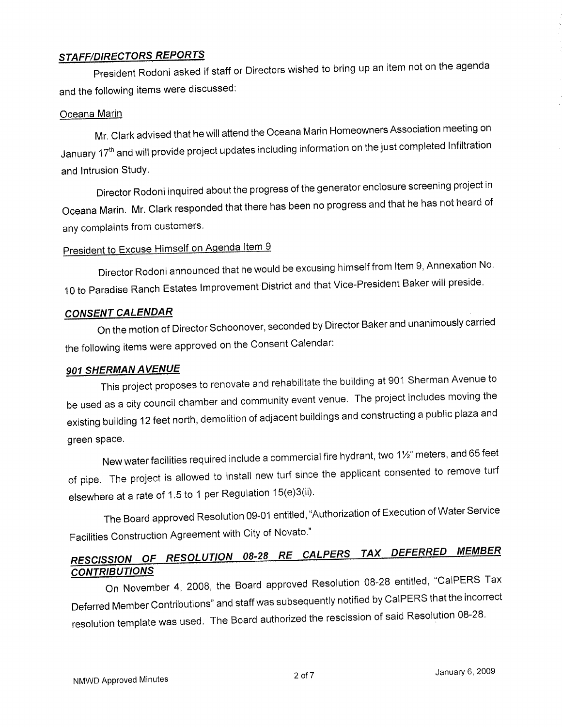***STAFF/DIRECTORS REPORTS***

President Rodoni asked if staff or Directors wished to bring up an item not on the agenda and the following items were discussed:

Oceana Marin

Mr. Clark advised that he will attend the Oceana Marin Homeowners Association meeting on January 17th and will provide project updates including information on the just completed Infiltration and Intrusion Study.

Director Rodoni inquired about the progress of the generator enclosure screening project in Oceana Marin. Mr. Clark responded that there has been no progress and that he has not heard of any complaints from customers.

President to Excuse Himself on Agenda Item 9

Director Rodoni announced that he would be excusing himself from Item 9, Annexation No. 10 to Paradise Ranch Estates Improvement District and that Vice-President Baker will preside.

***CONSENT CALENDAR***

On the motion of Director Schoonover, seconded by Director Baker and unanimously carried the following items were approved on the Consent Calendar:

***901 SHERMAN AVENUE***

This project proposes to renovate and rehabilitate the building at 901 Sherman Avenue to be used as a city council chamber and community event venue. The project includes moving the existing building 12 feet north, demolition of adjacent buildings and constructing a public plaza and green space.

New water facilities required include a commercial fire hydrant, two 1½" meters, and 65 feet of pipe. The project is allowed to install new turf since the applicant consented to remove turf elsewhere at a rate of 1.5 to 1 per Regulation 15(e)3(ii).

The Board approved Resolution 09-01 entitled, "Authorization of Execution of Water Service Facilities Construction Agreement with City of Novato."

***RESCISSION OF RESOLUTION 08-28 RE CALPERS TAX DEFERRED MEMBER CONTRIBUTIONS***

On November 4, 2008, the Board approved Resolution 08-28 entitled, "CalPERS Tax Deferred Member Contributions" and staff was subsequently notified by CalPERS that the incorrect resolution template was used. The Board authorized the rescission of said Resolution 08-28.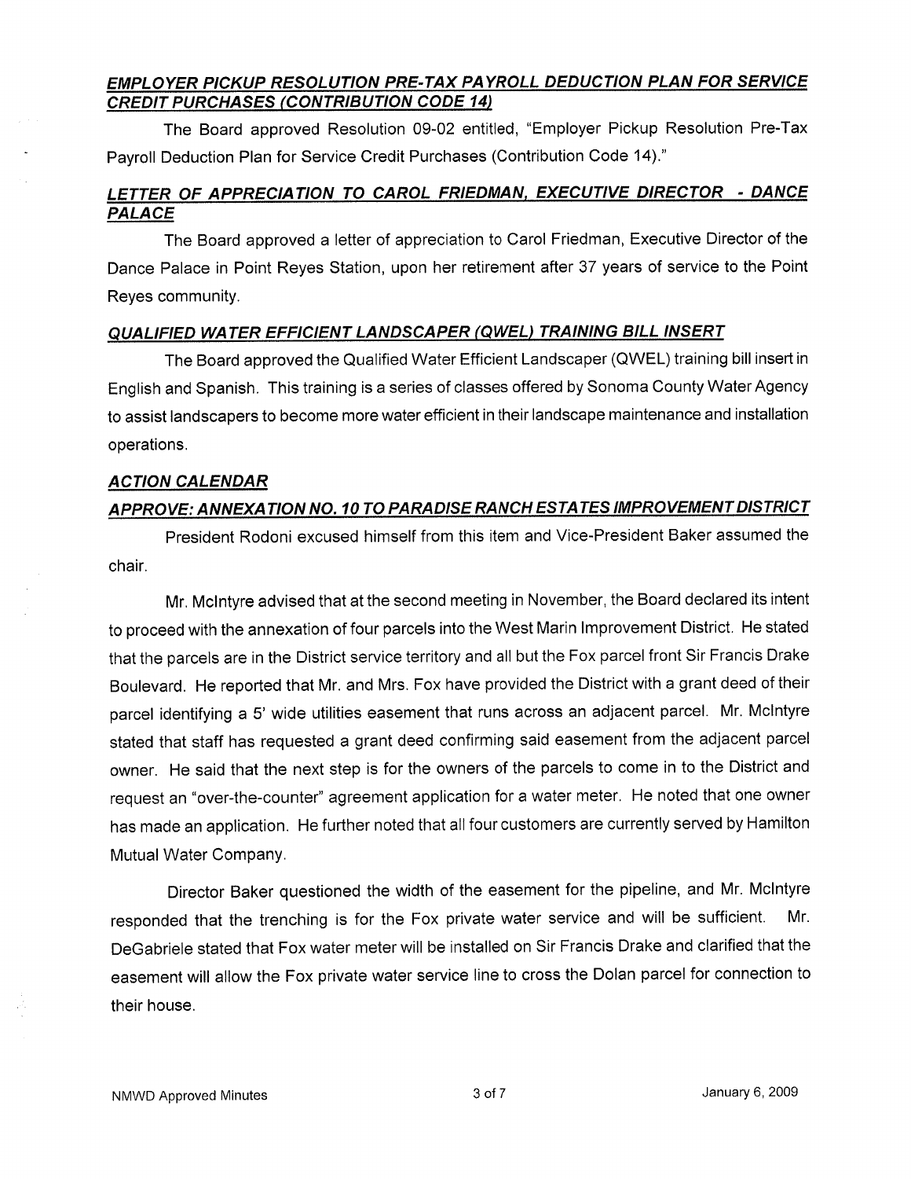***EMPLOYER PICKUP RESOLUTION PRE-TAX PAYROLL DEDUCTION PLAN FOR SERVICE CREDIT PURCHASES (CONTRIBUTION CODE 14)***

The Board approved Resolution 09-02 entitled, "Employer Pickup Resolution Pre-Tax Payroll Deduction Plan for Service Credit Purchases (Contribution Code 14)."

***LETTER OF APPRECIATION TO CAROL FRIEDMAN, EXECUTIVE DIRECTOR - DANCE PALACE***

The Board approved a letter of appreciation to Carol Friedman, Executive Director of the Dance Palace in Point Reyes Station, upon her retirement after 37 years of service to the Point Reyes community.

***QUALIFIED WATER EFFICIENT LANDSCAPER (QWEL) TRAINING BILL INSERT***

The Board approved the Qualified Water Efficient Landscaper (QWEL) training bill insert in English and Spanish. This training is a series of classes offered by Sonoma County Water Agency to assist landscapers to become more water efficient in their landscape maintenance and installation operations.

***ACTION CALENDAR***

***APPROVE: ANNEXATION NO. 10 TO PARADISE RANCH ESTATES IMPROVEMENT DISTRICT***

President Rodoni excused himself from this item and Vice-President Baker assumed the chair.

Mr. McIntyre advised that at the second meeting in November, the Board declared its intent to proceed with the annexation of four parcels into the West Marin Improvement District. He stated that the parcels are in the District service territory and all but the Fox parcel front Sir Francis Drake Boulevard. He reported that Mr. and Mrs. Fox have provided the District with a grant deed of their parcel identifying a 5' wide utilities easement that runs across an adjacent parcel. Mr. McIntyre stated that staff has requested a grant deed confirming said easement from the adjacent parcel owner. He said that the next step is for the owners of the parcels to come in to the District and request an "over-the-counter" agreement application for a water meter. He noted that one owner has made an application. He further noted that all four customers are currently served by Hamilton Mutual Water Company.

Director Baker questioned the width of the easement for the pipeline, and Mr. McIntyre responded that the trenching is for the Fox private water service and will be sufficient. Mr. DeGabriele stated that Fox water meter will be installed on Sir Francis Drake and clarified that the easement will allow the Fox private water service line to cross the Dolan parcel for connection to their house.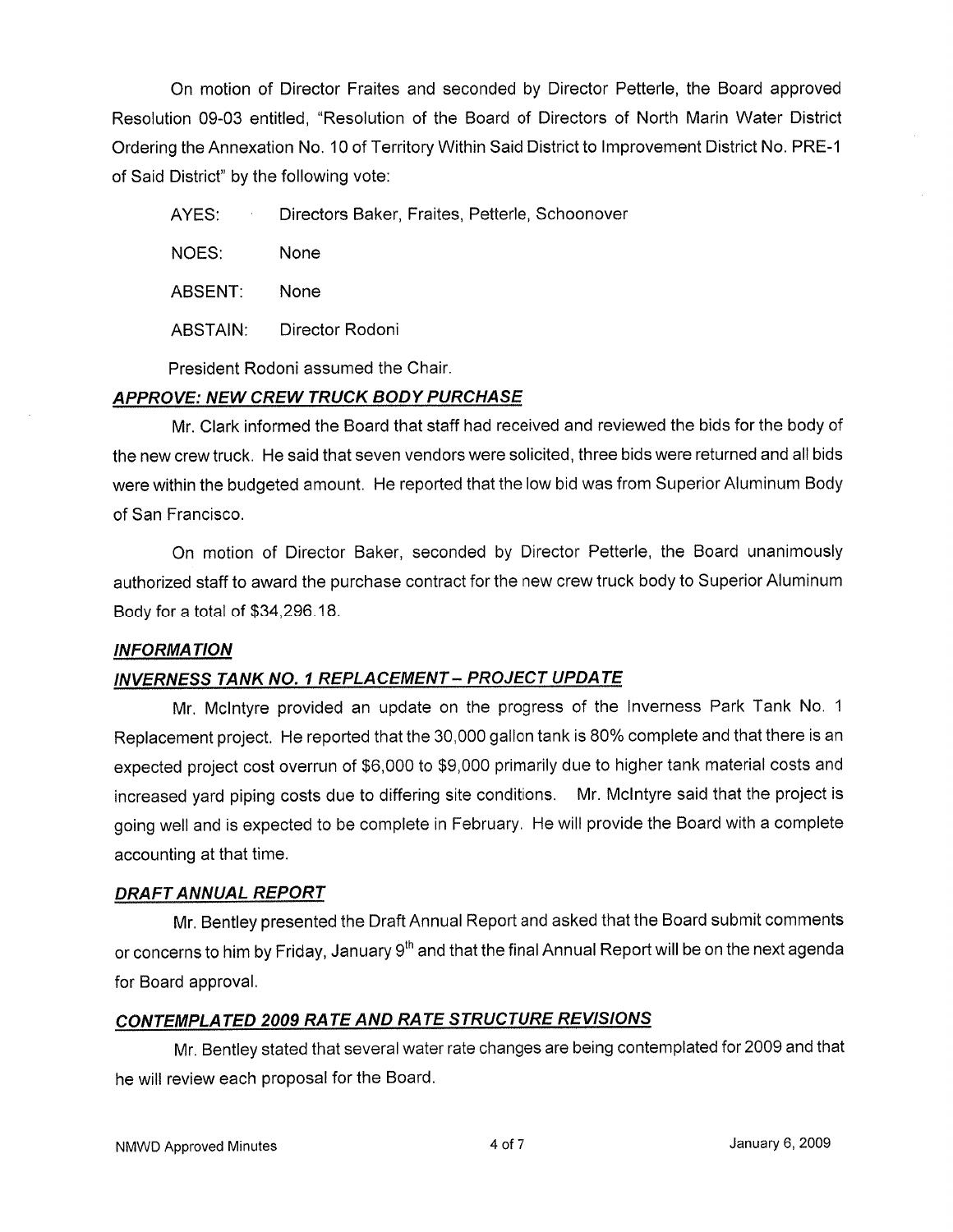On motion of Director Fraites and seconded by Director Petterle, the Board approved Resolution 09-03 entitled, "Resolution of the Board of Directors of North Marin Water District Ordering the Annexation No. 10 of Territory Within Said District to Improvement District No. PRE-1 of Said District" by the following vote:

| | |
|---|---|
| AYES: | Directors Baker, Fraites, Petterle, Schoonover |
| NOES: | None |
| ABSENT: | None |
| ABSTAIN: | Director Rodoni |

President Rodoni assumed the Chair.

***APPROVE: NEW CREW TRUCK BODY PURCHASE***

Mr. Clark informed the Board that staff had received and reviewed the bids for the body of the new crew truck. He said that seven vendors were solicited, three bids were returned and all bids were within the budgeted amount. He reported that the low bid was from Superior Aluminum Body of San Francisco.

On motion of Director Baker, seconded by Director Petterle, the Board unanimously authorized staff to award the purchase contract for the new crew truck body to Superior Aluminum Body for a total of $34,296.18.

***INFORMATION***

***INVERNESS TANK NO. 1 REPLACEMENT – PROJECT UPDATE***

Mr. McIntyre provided an update on the progress of the Inverness Park Tank No. 1 Replacement project. He reported that the 30,000 gallon tank is 80% complete and that there is an expected project cost overrun of $6,000 to $9,000 primarily due to higher tank material costs and increased yard piping costs due to differing site conditions. Mr. McIntyre said that the project is going well and is expected to be complete in February. He will provide the Board with a complete accounting at that time.

***DRAFT ANNUAL REPORT***

Mr. Bentley presented the Draft Annual Report and asked that the Board submit comments or concerns to him by Friday, January 9th and that the final Annual Report will be on the next agenda for Board approval.

***CONTEMPLATED 2009 RATE AND RATE STRUCTURE REVISIONS***

Mr. Bentley stated that several water rate changes are being contemplated for 2009 and that he will review each proposal for the Board.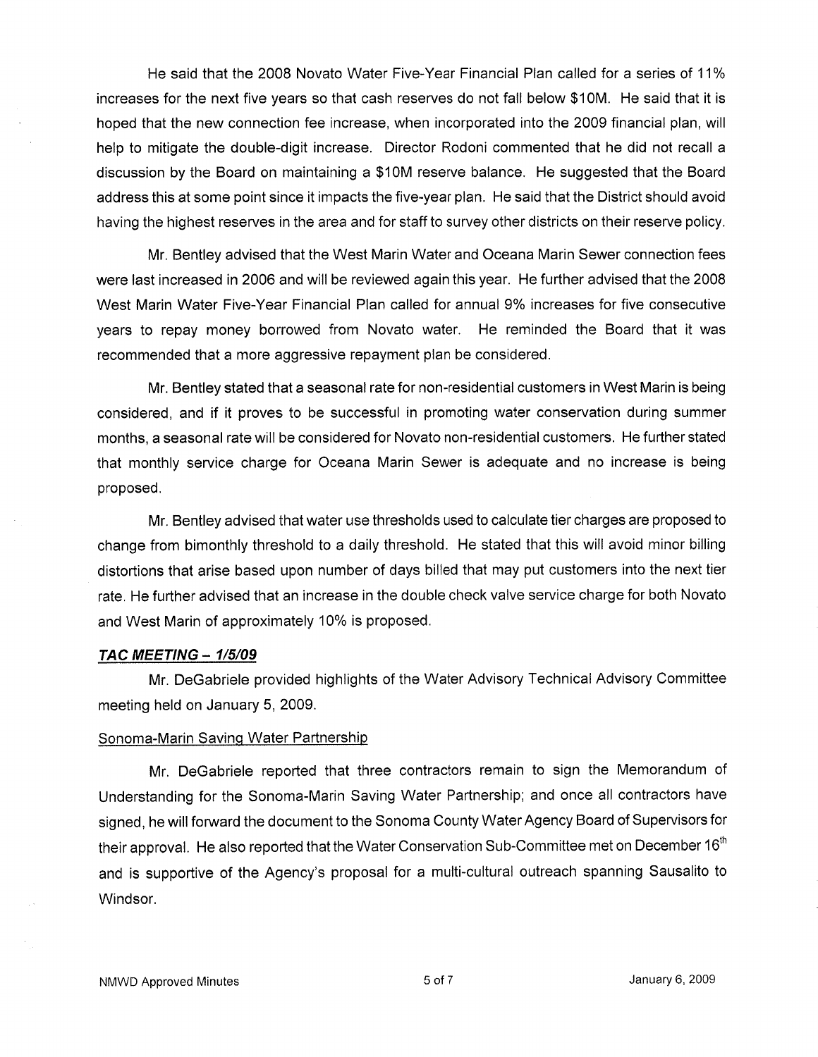He said that the 2008 Novato Water Five-Year Financial Plan called for a series of 11% increases for the next five years so that cash reserves do not fall below $10M. He said that it is hoped that the new connection fee increase, when incorporated into the 2009 financial plan, will help to mitigate the double-digit increase. Director Rodoni commented that he did not recall a discussion by the Board on maintaining a $10M reserve balance. He suggested that the Board address this at some point since it impacts the five-year plan. He said that the District should avoid having the highest reserves in the area and for staff to survey other districts on their reserve policy.

Mr. Bentley advised that the West Marin Water and Oceana Marin Sewer connection fees were last increased in 2006 and will be reviewed again this year. He further advised that the 2008 West Marin Water Five-Year Financial Plan called for annual 9% increases for five consecutive years to repay money borrowed from Novato water. He reminded the Board that it was recommended that a more aggressive repayment plan be considered.

Mr. Bentley stated that a seasonal rate for non-residential customers in West Marin is being considered, and if it proves to be successful in promoting water conservation during summer months, a seasonal rate will be considered for Novato non-residential customers. He further stated that monthly service charge for Oceana Marin Sewer is adequate and no increase is being proposed.

Mr. Bentley advised that water use thresholds used to calculate tier charges are proposed to change from bimonthly threshold to a daily threshold. He stated that this will avoid minor billing distortions that arise based upon number of days billed that may put customers into the next tier rate. He further advised that an increase in the double check valve service charge for both Novato and West Marin of approximately 10% is proposed.

***TAC MEETING – 1/5/09***

Mr. DeGabriele provided highlights of the Water Advisory Technical Advisory Committee meeting held on January 5, 2009.

Sonoma-Marin Saving Water Partnership

Mr. DeGabriele reported that three contractors remain to sign the Memorandum of Understanding for the Sonoma-Marin Saving Water Partnership; and once all contractors have signed, he will forward the document to the Sonoma County Water Agency Board of Supervisors for their approval. He also reported that the Water Conservation Sub-Committee met on December 16th and is supportive of the Agency's proposal for a multi-cultural outreach spanning Sausalito to Windsor.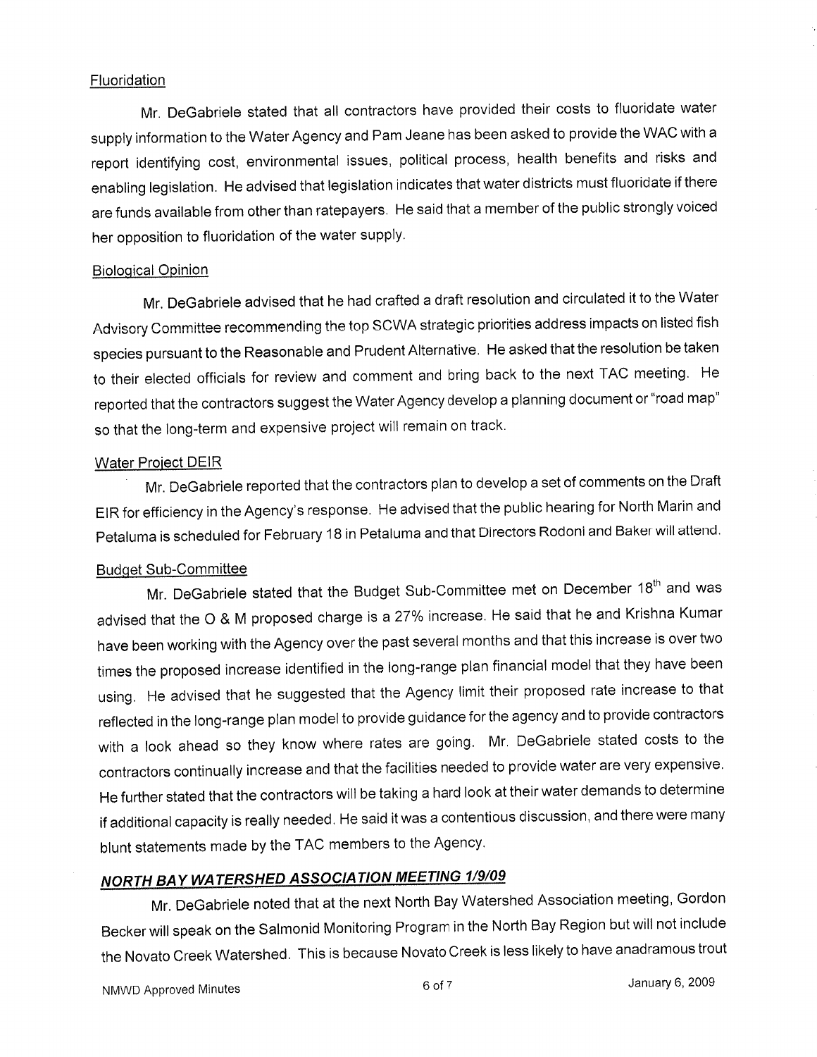Fluoridation

Mr. DeGabriele stated that all contractors have provided their costs to fluoridate water supply information to the Water Agency and Pam Jeane has been asked to provide the WAC with a report identifying cost, environmental issues, political process, health benefits and risks and enabling legislation. He advised that legislation indicates that water districts must fluoridate if there are funds available from other than ratepayers. He said that a member of the public strongly voiced her opposition to fluoridation of the water supply.

Biological Opinion

Mr. DeGabriele advised that he had crafted a draft resolution and circulated it to the Water Advisory Committee recommending the top SCWA strategic priorities address impacts on listed fish species pursuant to the Reasonable and Prudent Alternative. He asked that the resolution be taken to their elected officials for review and comment and bring back to the next TAC meeting. He reported that the contractors suggest the Water Agency develop a planning document or "road map" so that the long-term and expensive project will remain on track.

Water Project DEIR

Mr. DeGabriele reported that the contractors plan to develop a set of comments on the Draft EIR for efficiency in the Agency's response. He advised that the public hearing for North Marin and Petaluma is scheduled for February 18 in Petaluma and that Directors Rodoni and Baker will attend.

Budget Sub-Committee

Mr. DeGabriele stated that the Budget Sub-Committee met on December 18th and was advised that the O & M proposed charge is a 27% increase. He said that he and Krishna Kumar have been working with the Agency over the past several months and that this increase is over two times the proposed increase identified in the long-range plan financial model that they have been using. He advised that he suggested that the Agency limit their proposed rate increase to that reflected in the long-range plan model to provide guidance for the agency and to provide contractors with a look ahead so they know where rates are going. Mr. DeGabriele stated costs to the contractors continually increase and that the facilities needed to provide water are very expensive. He further stated that the contractors will be taking a hard look at their water demands to determine if additional capacity is really needed. He said it was a contentious discussion, and there were many blunt statements made by the TAC members to the Agency.

## ***NORTH BAY WATERSHED ASSOCIATION MEETING 1/9/09***

Mr. DeGabriele noted that at the next North Bay Watershed Association meeting, Gordon Becker will speak on the Salmonid Monitoring Program in the North Bay Region but will not include the Novato Creek Watershed. This is because Novato Creek is less likely to have anadramous trout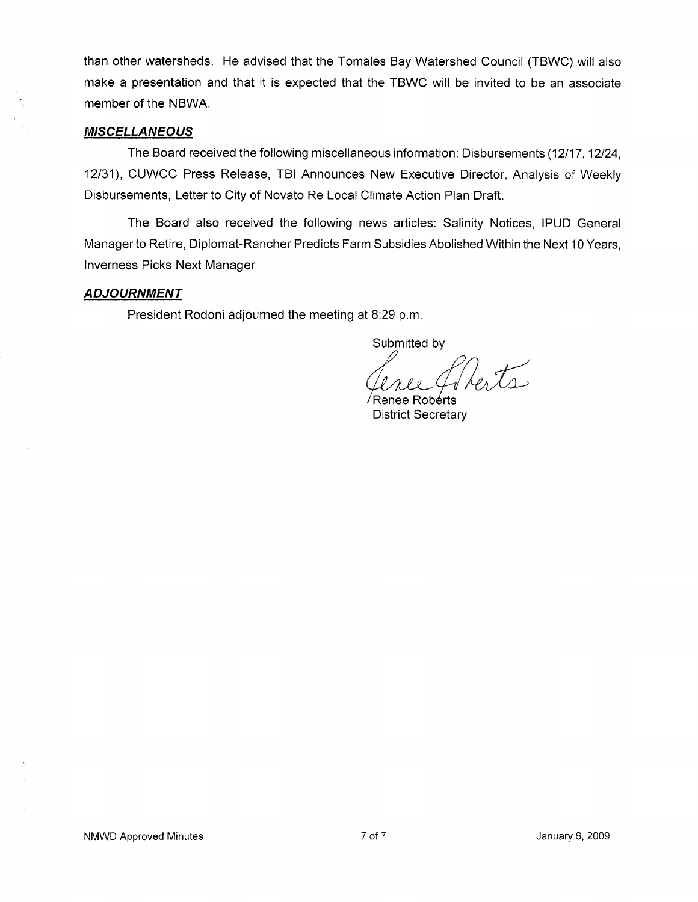than other watersheds. He advised that the Tomales Bay Watershed Council (TBWC) will also make a presentation and that it is expected that the TBWC will be invited to be an associate member of the NBWA.

***MISCELLANEOUS***

The Board received the following miscellaneous information: Disbursements (12/17, 12/24, 12/31), CUWCC Press Release, TBI Announces New Executive Director, Analysis of Weekly Disbursements, Letter to City of Novato Re Local Climate Action Plan Draft.

The Board also received the following news articles: Salinity Notices, IPUD General Manager to Retire, Diplomat-Rancher Predicts Farm Subsidies Abolished Within the Next 10 Years, Inverness Picks Next Manager

***ADJOURNMENT***

President Rodoni adjourned the meeting at 8:29 p.m.

Submitted by

Renee Roberts
District Secretary